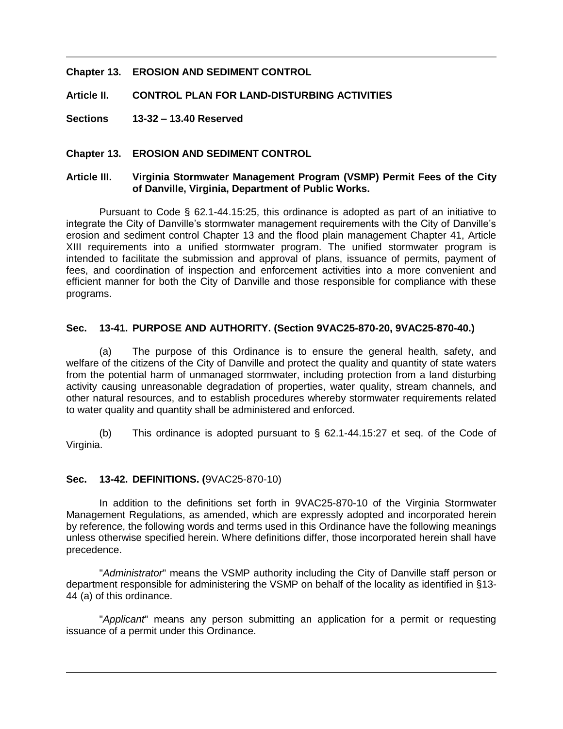**Chapter 13. EROSION AND SEDIMENT CONTROL**

**Article II. CONTROL PLAN FOR LAND-DISTURBING ACTIVITIES**

**Sections 13-32 – 13.40 Reserved**

**Chapter 13. EROSION AND SEDIMENT CONTROL**

**Article III. Virginia Stormwater Management Program (VSMP) Permit Fees of the City of Danville, Virginia, Department of Public Works.**

Pursuant to Code § 62.1-44.15:25, this ordinance is adopted as part of an initiative to integrate the City of Danville's stormwater management requirements with the City of Danville's erosion and sediment control Chapter 13 and the flood plain management Chapter 41, Article XIII requirements into a unified stormwater program. The unified stormwater program is intended to facilitate the submission and approval of plans, issuance of permits, payment of fees, and coordination of inspection and enforcement activities into a more convenient and efficient manner for both the City of Danville and those responsible for compliance with these programs.

**Sec. 13-41. PURPOSE AND AUTHORITY. (Section 9VAC25-870-20, 9VAC25-870-40.)**

(a) The purpose of this Ordinance is to ensure the general health, safety, and welfare of the citizens of the City of Danville and protect the quality and quantity of state waters from the potential harm of unmanaged stormwater, including protection from a land disturbing activity causing unreasonable degradation of properties, water quality, stream channels, and other natural resources, and to establish procedures whereby stormwater requirements related to water quality and quantity shall be administered and enforced.

(b) This ordinance is adopted pursuant to § 62.1-44.15:27 et seq. of the Code of Virginia.

**Sec. 13-42. DEFINITIONS. (**9VAC25-870-10)

In addition to the definitions set forth in 9VAC25-870-10 of the Virginia Stormwater Management Regulations, as amended, which are expressly adopted and incorporated herein by reference, the following words and terms used in this Ordinance have the following meanings unless otherwise specified herein. Where definitions differ, those incorporated herein shall have precedence.

"*Administrator*" means the VSMP authority including the City of Danville staff person or department responsible for administering the VSMP on behalf of the locality as identified in §13-44 (a) of this ordinance.

"*Applicant*" means any person submitting an application for a permit or requesting issuance of a permit under this Ordinance.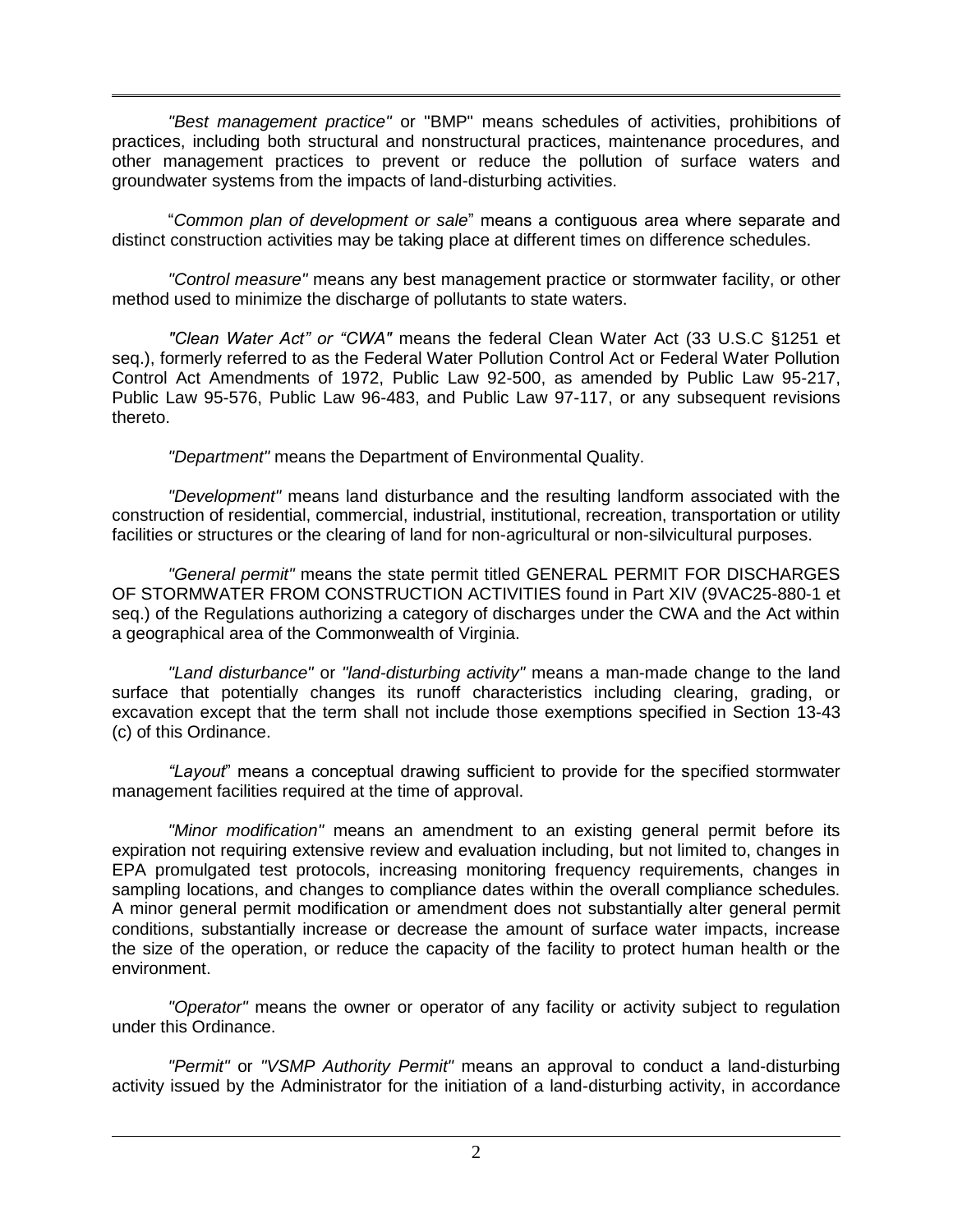*"Best management practice"* or "BMP" means schedules of activities, prohibitions of practices, including both structural and nonstructural practices, maintenance procedures, and other management practices to prevent or reduce the pollution of surface waters and groundwater systems from the impacts of land-disturbing activities.

"*Common plan of development or sale*" means a contiguous area where separate and distinct construction activities may be taking place at different times on difference schedules.

*"Control measure"* means any best management practice or stormwater facility, or other method used to minimize the discharge of pollutants to state waters.

*"Clean Water Act" or "CWA"* means the federal Clean Water Act (33 U.S.C §1251 et seq.), formerly referred to as the Federal Water Pollution Control Act or Federal Water Pollution Control Act Amendments of 1972, Public Law 92-500, as amended by Public Law 95-217, Public Law 95-576, Public Law 96-483, and Public Law 97-117, or any subsequent revisions thereto.

*"Department"* means the Department of Environmental Quality.

*"Development"* means land disturbance and the resulting landform associated with the construction of residential, commercial, industrial, institutional, recreation, transportation or utility facilities or structures or the clearing of land for non-agricultural or non-silvicultural purposes.

*"General permit"* means the state permit titled GENERAL PERMIT FOR DISCHARGES OF STORMWATER FROM CONSTRUCTION ACTIVITIES found in Part XIV (9VAC25-880-1 et seq.) of the Regulations authorizing a category of discharges under the CWA and the Act within a geographical area of the Commonwealth of Virginia.

*"Land disturbance"* or *"land-disturbing activity"* means a man-made change to the land surface that potentially changes its runoff characteristics including clearing, grading, or excavation except that the term shall not include those exemptions specified in Section 13-43 (c) of this Ordinance.

*"Layout*" means a conceptual drawing sufficient to provide for the specified stormwater management facilities required at the time of approval.

*"Minor modification"* means an amendment to an existing general permit before its expiration not requiring extensive review and evaluation including, but not limited to, changes in EPA promulgated test protocols, increasing monitoring frequency requirements, changes in sampling locations, and changes to compliance dates within the overall compliance schedules. A minor general permit modification or amendment does not substantially alter general permit conditions, substantially increase or decrease the amount of surface water impacts, increase the size of the operation, or reduce the capacity of the facility to protect human health or the environment.

*"Operator"* means the owner or operator of any facility or activity subject to regulation under this Ordinance.

*"Permit"* or *"VSMP Authority Permit"* means an approval to conduct a land-disturbing activity issued by the Administrator for the initiation of a land-disturbing activity, in accordance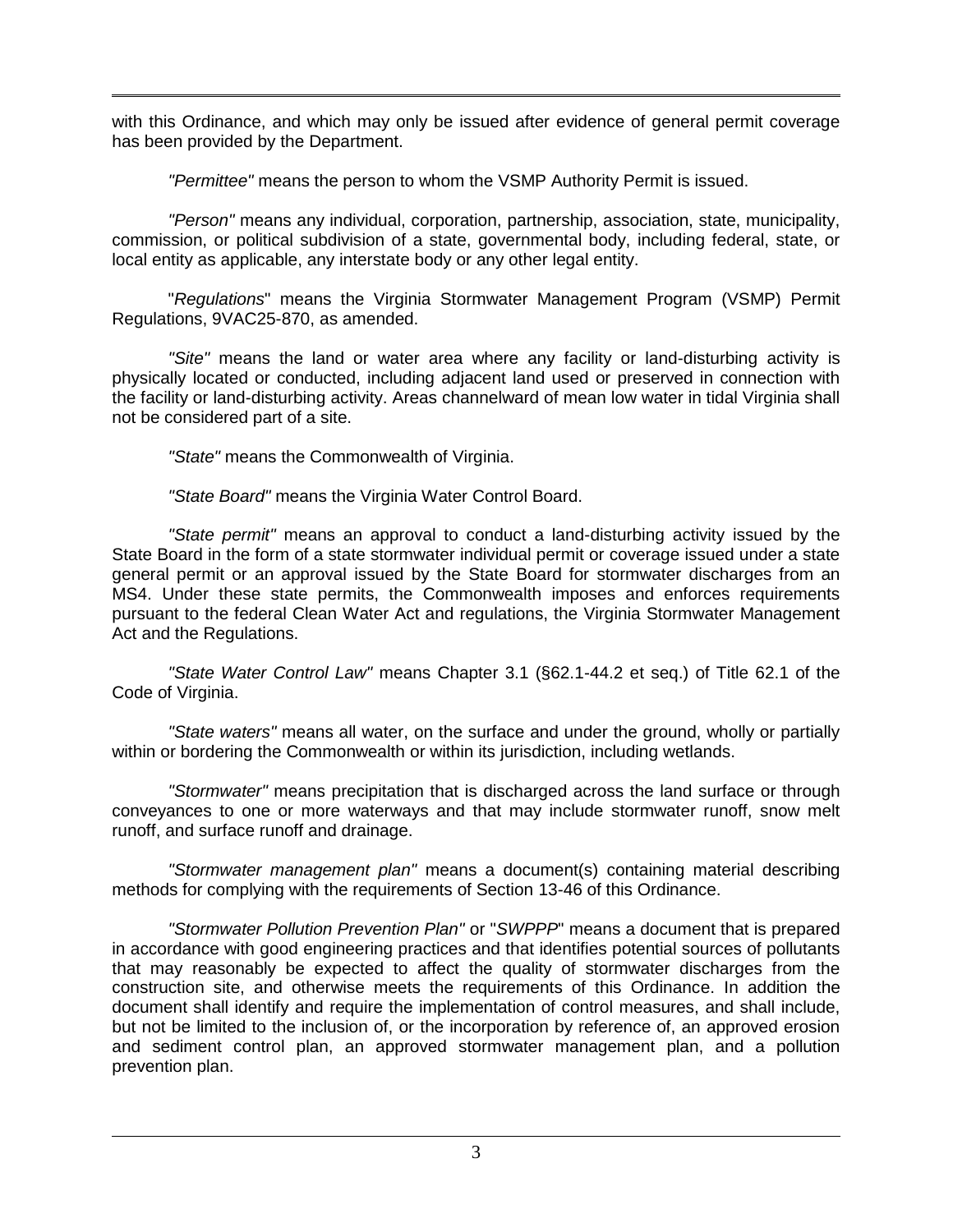with this Ordinance, and which may only be issued after evidence of general permit coverage has been provided by the Department.

*"Permittee"* means the person to whom the VSMP Authority Permit is issued.

*"Person"* means any individual, corporation, partnership, association, state, municipality, commission, or political subdivision of a state, governmental body, including federal, state, or local entity as applicable, any interstate body or any other legal entity.

"*Regulations*" means the Virginia Stormwater Management Program (VSMP) Permit Regulations, 9VAC25-870, as amended.

*"Site"* means the land or water area where any facility or land-disturbing activity is physically located or conducted, including adjacent land used or preserved in connection with the facility or land-disturbing activity. Areas channelward of mean low water in tidal Virginia shall not be considered part of a site.

*"State"* means the Commonwealth of Virginia.

*"State Board"* means the Virginia Water Control Board.

*"State permit"* means an approval to conduct a land-disturbing activity issued by the State Board in the form of a state stormwater individual permit or coverage issued under a state general permit or an approval issued by the State Board for stormwater discharges from an MS4. Under these state permits, the Commonwealth imposes and enforces requirements pursuant to the federal Clean Water Act and regulations, the Virginia Stormwater Management Act and the Regulations.

*"State Water Control Law"* means Chapter 3.1 (§62.1-44.2 et seq.) of Title 62.1 of the Code of Virginia.

*"State waters"* means all water, on the surface and under the ground, wholly or partially within or bordering the Commonwealth or within its jurisdiction, including wetlands.

*"Stormwater"* means precipitation that is discharged across the land surface or through conveyances to one or more waterways and that may include stormwater runoff, snow melt runoff, and surface runoff and drainage.

*"Stormwater management plan"* means a document(s) containing material describing methods for complying with the requirements of Section 13-46 of this Ordinance.

*"Stormwater Pollution Prevention Plan"* or "*SWPPP*" means a document that is prepared in accordance with good engineering practices and that identifies potential sources of pollutants that may reasonably be expected to affect the quality of stormwater discharges from the construction site, and otherwise meets the requirements of this Ordinance. In addition the document shall identify and require the implementation of control measures, and shall include, but not be limited to the inclusion of, or the incorporation by reference of, an approved erosion and sediment control plan, an approved stormwater management plan, and a pollution prevention plan.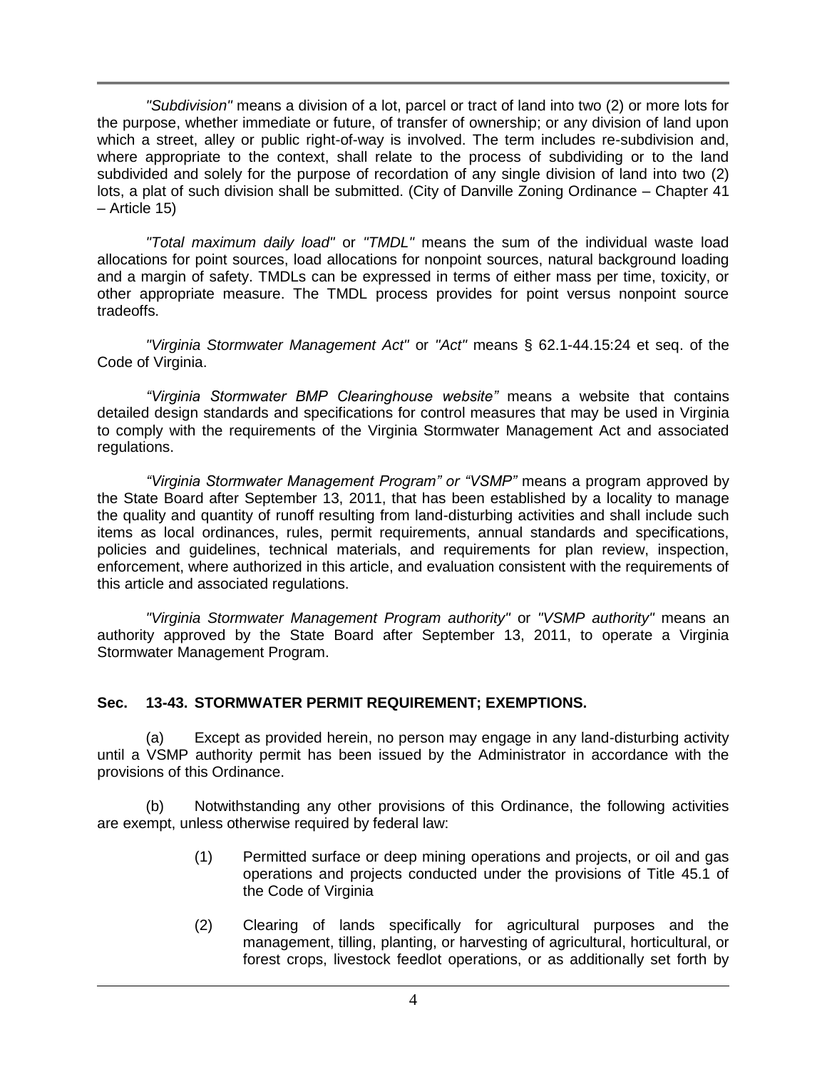*"Subdivision"* means a division of a lot, parcel or tract of land into two (2) or more lots for the purpose, whether immediate or future, of transfer of ownership; or any division of land upon which a street, alley or public right-of-way is involved. The term includes re-subdivision and, where appropriate to the context, shall relate to the process of subdividing or to the land subdivided and solely for the purpose of recordation of any single division of land into two (2) lots, a plat of such division shall be submitted. (City of Danville Zoning Ordinance – Chapter 41 – Article 15)

*"Total maximum daily load"* or *"TMDL"* means the sum of the individual waste load allocations for point sources, load allocations for nonpoint sources, natural background loading and a margin of safety. TMDLs can be expressed in terms of either mass per time, toxicity, or other appropriate measure. The TMDL process provides for point versus nonpoint source tradeoffs.

*"Virginia Stormwater Management Act"* or *"Act"* means § 62.1-44.15:24 et seq. of the Code of Virginia.

*"Virginia Stormwater BMP Clearinghouse website"* means a website that contains detailed design standards and specifications for control measures that may be used in Virginia to comply with the requirements of the Virginia Stormwater Management Act and associated regulations.

*"Virginia Stormwater Management Program" or "VSMP"* means a program approved by the State Board after September 13, 2011, that has been established by a locality to manage the quality and quantity of runoff resulting from land-disturbing activities and shall include such items as local ordinances, rules, permit requirements, annual standards and specifications, policies and guidelines, technical materials, and requirements for plan review, inspection, enforcement, where authorized in this article, and evaluation consistent with the requirements of this article and associated regulations.

*"Virginia Stormwater Management Program authority"* or *"VSMP authority"* means an authority approved by the State Board after September 13, 2011, to operate a Virginia Stormwater Management Program.

**Sec. 13-43. STORMWATER PERMIT REQUIREMENT; EXEMPTIONS.**

(a) Except as provided herein, no person may engage in any land-disturbing activity until a VSMP authority permit has been issued by the Administrator in accordance with the provisions of this Ordinance.

(b) Notwithstanding any other provisions of this Ordinance, the following activities are exempt, unless otherwise required by federal law:

(1) Permitted surface or deep mining operations and projects, or oil and gas operations and projects conducted under the provisions of Title 45.1 of the Code of Virginia

(2) Clearing of lands specifically for agricultural purposes and the management, tilling, planting, or harvesting of agricultural, horticultural, or forest crops, livestock feedlot operations, or as additionally set forth by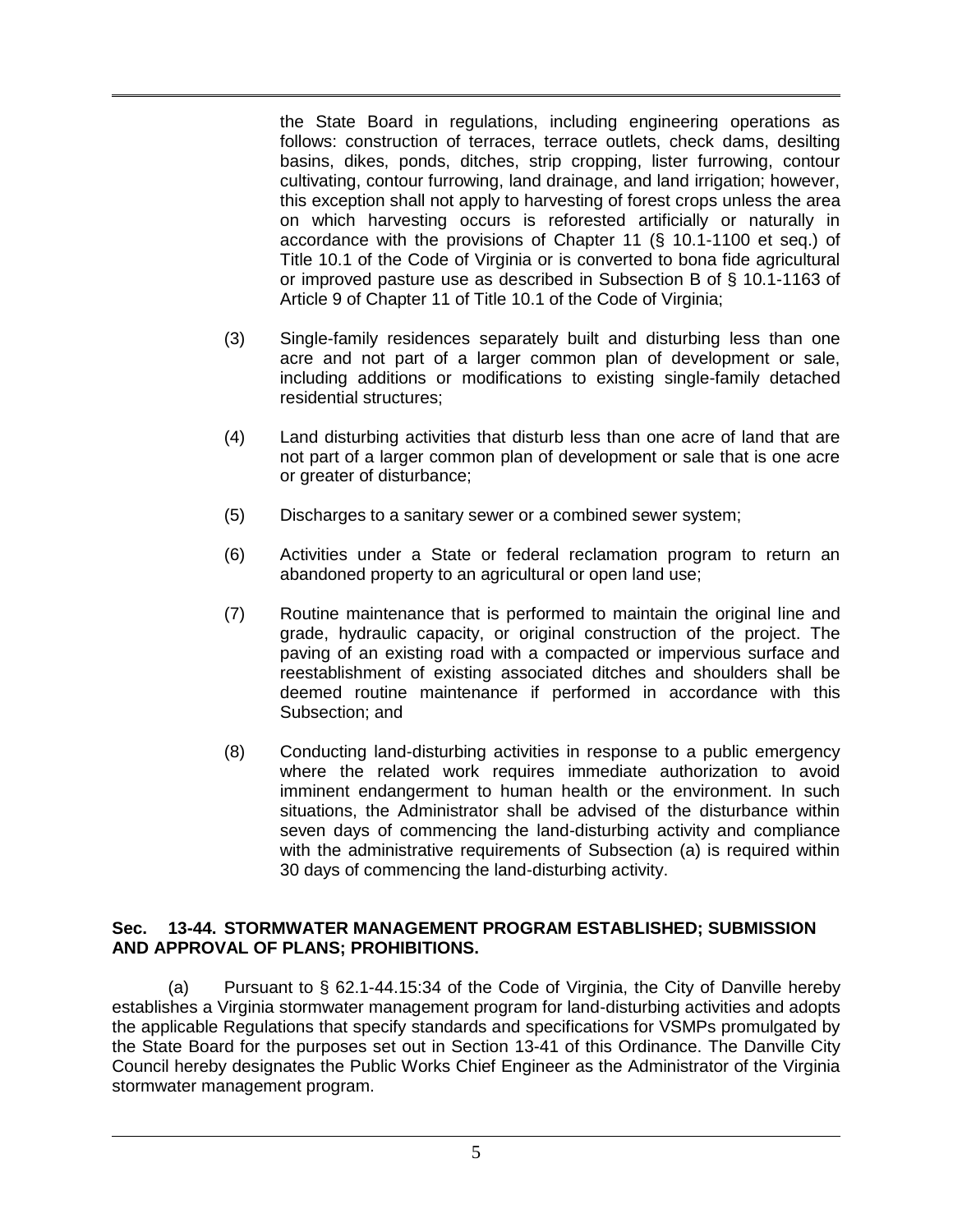the State Board in regulations, including engineering operations as follows: construction of terraces, terrace outlets, check dams, desilting basins, dikes, ponds, ditches, strip cropping, lister furrowing, contour cultivating, contour furrowing, land drainage, and land irrigation; however, this exception shall not apply to harvesting of forest crops unless the area on which harvesting occurs is reforested artificially or naturally in accordance with the provisions of Chapter 11 (§ 10.1-1100 et seq.) of Title 10.1 of the Code of Virginia or is converted to bona fide agricultural or improved pasture use as described in Subsection B of § 10.1-1163 of Article 9 of Chapter 11 of Title 10.1 of the Code of Virginia;

(3) Single-family residences separately built and disturbing less than one acre and not part of a larger common plan of development or sale, including additions or modifications to existing single-family detached residential structures;

(4) Land disturbing activities that disturb less than one acre of land that are not part of a larger common plan of development or sale that is one acre or greater of disturbance;

(5) Discharges to a sanitary sewer or a combined sewer system;

(6) Activities under a State or federal reclamation program to return an abandoned property to an agricultural or open land use;

(7) Routine maintenance that is performed to maintain the original line and grade, hydraulic capacity, or original construction of the project. The paving of an existing road with a compacted or impervious surface and reestablishment of existing associated ditches and shoulders shall be deemed routine maintenance if performed in accordance with this Subsection; and

(8) Conducting land-disturbing activities in response to a public emergency where the related work requires immediate authorization to avoid imminent endangerment to human health or the environment. In such situations, the Administrator shall be advised of the disturbance within seven days of commencing the land-disturbing activity and compliance with the administrative requirements of Subsection (a) is required within 30 days of commencing the land-disturbing activity.

**Sec. 13-44. STORMWATER MANAGEMENT PROGRAM ESTABLISHED; SUBMISSION AND APPROVAL OF PLANS; PROHIBITIONS.**

(a) Pursuant to § 62.1-44.15:34 of the Code of Virginia, the City of Danville hereby establishes a Virginia stormwater management program for land-disturbing activities and adopts the applicable Regulations that specify standards and specifications for VSMPs promulgated by the State Board for the purposes set out in Section 13-41 of this Ordinance. The Danville City Council hereby designates the Public Works Chief Engineer as the Administrator of the Virginia stormwater management program.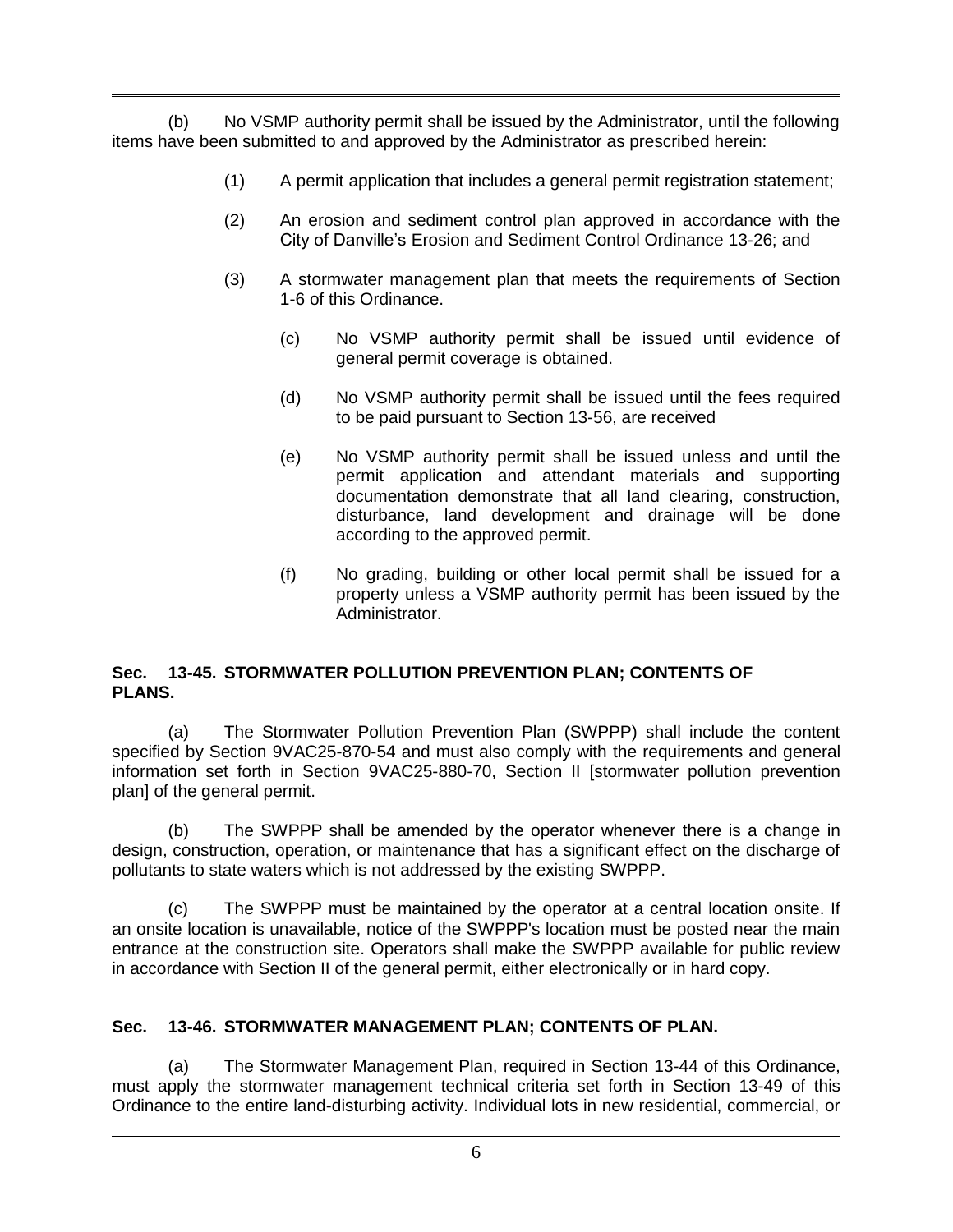(b) No VSMP authority permit shall be issued by the Administrator, until the following items have been submitted to and approved by the Administrator as prescribed herein:

(1) A permit application that includes a general permit registration statement;

(2) An erosion and sediment control plan approved in accordance with the City of Danville's Erosion and Sediment Control Ordinance 13-26; and

(3) A stormwater management plan that meets the requirements of Section 1-6 of this Ordinance.

(c) No VSMP authority permit shall be issued until evidence of general permit coverage is obtained.

(d) No VSMP authority permit shall be issued until the fees required to be paid pursuant to Section 13-56, are received

(e) No VSMP authority permit shall be issued unless and until the permit application and attendant materials and supporting documentation demonstrate that all land clearing, construction, disturbance, land development and drainage will be done according to the approved permit.

(f) No grading, building or other local permit shall be issued for a property unless a VSMP authority permit has been issued by the Administrator.

**Sec. 13-45. STORMWATER POLLUTION PREVENTION PLAN; CONTENTS OF PLANS.**

(a) The Stormwater Pollution Prevention Plan (SWPPP) shall include the content specified by Section 9VAC25-870-54 and must also comply with the requirements and general information set forth in Section 9VAC25-880-70, Section II [stormwater pollution prevention plan] of the general permit.

(b) The SWPPP shall be amended by the operator whenever there is a change in design, construction, operation, or maintenance that has a significant effect on the discharge of pollutants to state waters which is not addressed by the existing SWPPP.

(c) The SWPPP must be maintained by the operator at a central location onsite. If an onsite location is unavailable, notice of the SWPPP's location must be posted near the main entrance at the construction site. Operators shall make the SWPPP available for public review in accordance with Section II of the general permit, either electronically or in hard copy.

**Sec. 13-46. STORMWATER MANAGEMENT PLAN; CONTENTS OF PLAN.**

(a) The Stormwater Management Plan, required in Section 13-44 of this Ordinance, must apply the stormwater management technical criteria set forth in Section 13-49 of this Ordinance to the entire land-disturbing activity. Individual lots in new residential, commercial, or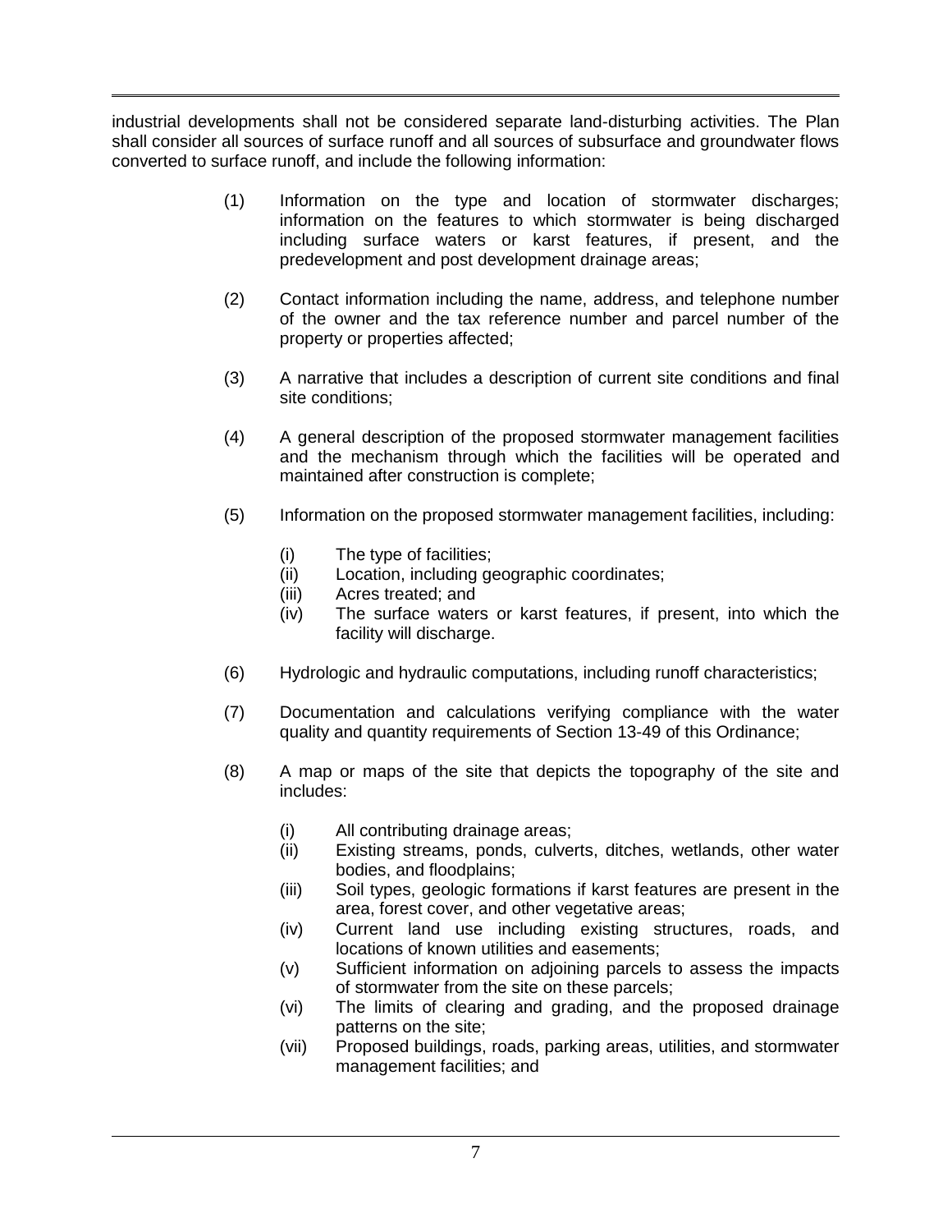industrial developments shall not be considered separate land-disturbing activities. The Plan shall consider all sources of surface runoff and all sources of subsurface and groundwater flows converted to surface runoff, and include the following information:

(1) Information on the type and location of stormwater discharges; information on the features to which stormwater is being discharged including surface waters or karst features, if present, and the predevelopment and post development drainage areas;

(2) Contact information including the name, address, and telephone number of the owner and the tax reference number and parcel number of the property or properties affected;

(3) A narrative that includes a description of current site conditions and final site conditions;

(4) A general description of the proposed stormwater management facilities and the mechanism through which the facilities will be operated and maintained after construction is complete;

(5) Information on the proposed stormwater management facilities, including:

   (i) The type of facilities;
   (ii) Location, including geographic coordinates;
   (iii) Acres treated; and
   (iv) The surface waters or karst features, if present, into which the facility will discharge.

(6) Hydrologic and hydraulic computations, including runoff characteristics;

(7) Documentation and calculations verifying compliance with the water quality and quantity requirements of Section 13-49 of this Ordinance;

(8) A map or maps of the site that depicts the topography of the site and includes:

   (i) All contributing drainage areas;
   (ii) Existing streams, ponds, culverts, ditches, wetlands, other water bodies, and floodplains;
   (iii) Soil types, geologic formations if karst features are present in the area, forest cover, and other vegetative areas;
   (iv) Current land use including existing structures, roads, and locations of known utilities and easements;
   (v) Sufficient information on adjoining parcels to assess the impacts of stormwater from the site on these parcels;
   (vi) The limits of clearing and grading, and the proposed drainage patterns on the site;
   (vii) Proposed buildings, roads, parking areas, utilities, and stormwater management facilities; and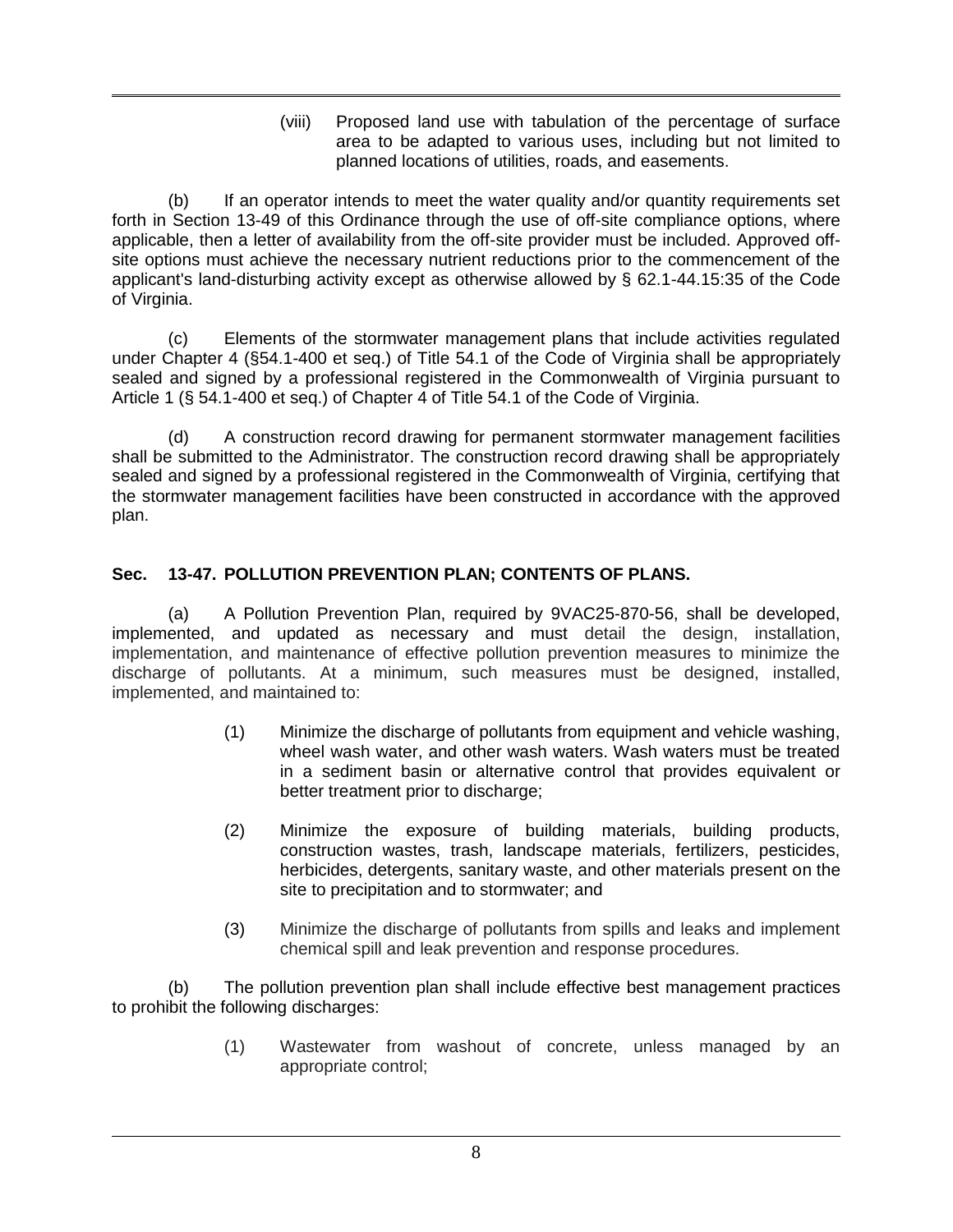(viii) Proposed land use with tabulation of the percentage of surface area to be adapted to various uses, including but not limited to planned locations of utilities, roads, and easements.

(b) If an operator intends to meet the water quality and/or quantity requirements set forth in Section 13-49 of this Ordinance through the use of off-site compliance options, where applicable, then a letter of availability from the off-site provider must be included. Approved off-site options must achieve the necessary nutrient reductions prior to the commencement of the applicant's land-disturbing activity except as otherwise allowed by § 62.1-44.15:35 of the Code of Virginia.

(c) Elements of the stormwater management plans that include activities regulated under Chapter 4 (§54.1-400 et seq.) of Title 54.1 of the Code of Virginia shall be appropriately sealed and signed by a professional registered in the Commonwealth of Virginia pursuant to Article 1 (§ 54.1-400 et seq.) of Chapter 4 of Title 54.1 of the Code of Virginia.

(d) A construction record drawing for permanent stormwater management facilities shall be submitted to the Administrator. The construction record drawing shall be appropriately sealed and signed by a professional registered in the Commonwealth of Virginia, certifying that the stormwater management facilities have been constructed in accordance with the approved plan.

**Sec. 13-47. POLLUTION PREVENTION PLAN; CONTENTS OF PLANS.**

(a) A Pollution Prevention Plan, required by 9VAC25-870-56, shall be developed, implemented, and updated as necessary and must detail the design, installation, implementation, and maintenance of effective pollution prevention measures to minimize the discharge of pollutants. At a minimum, such measures must be designed, installed, implemented, and maintained to:

(1) Minimize the discharge of pollutants from equipment and vehicle washing, wheel wash water, and other wash waters. Wash waters must be treated in a sediment basin or alternative control that provides equivalent or better treatment prior to discharge;

(2) Minimize the exposure of building materials, building products, construction wastes, trash, landscape materials, fertilizers, pesticides, herbicides, detergents, sanitary waste, and other materials present on the site to precipitation and to stormwater; and

(3) Minimize the discharge of pollutants from spills and leaks and implement chemical spill and leak prevention and response procedures.

(b) The pollution prevention plan shall include effective best management practices to prohibit the following discharges:

(1) Wastewater from washout of concrete, unless managed by an appropriate control;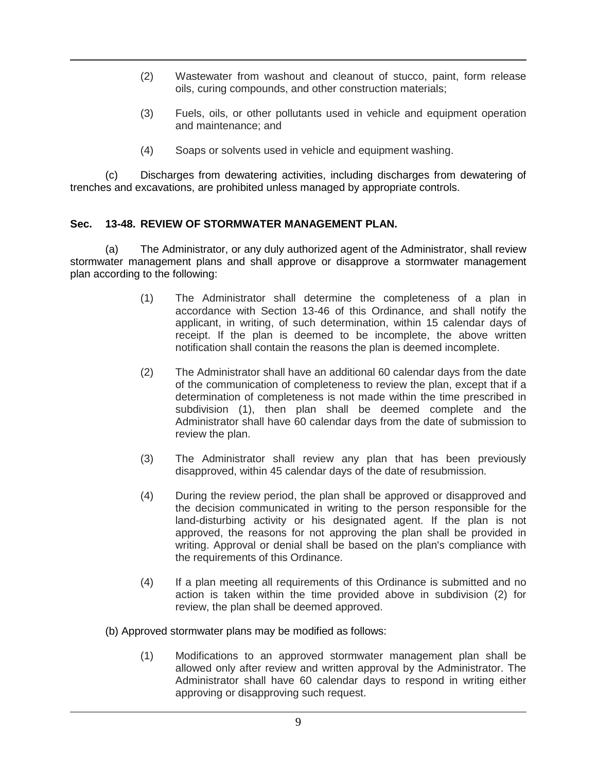(2) Wastewater from washout and cleanout of stucco, paint, form release oils, curing compounds, and other construction materials;

(3) Fuels, oils, or other pollutants used in vehicle and equipment operation and maintenance; and

(4) Soaps or solvents used in vehicle and equipment washing.

(c) Discharges from dewatering activities, including discharges from dewatering of trenches and excavations, are prohibited unless managed by appropriate controls.

**Sec. 13-48. REVIEW OF STORMWATER MANAGEMENT PLAN.**

(a) The Administrator, or any duly authorized agent of the Administrator, shall review stormwater management plans and shall approve or disapprove a stormwater management plan according to the following:

(1) The Administrator shall determine the completeness of a plan in accordance with Section 13-46 of this Ordinance, and shall notify the applicant, in writing, of such determination, within 15 calendar days of receipt. If the plan is deemed to be incomplete, the above written notification shall contain the reasons the plan is deemed incomplete.

(2) The Administrator shall have an additional 60 calendar days from the date of the communication of completeness to review the plan, except that if a determination of completeness is not made within the time prescribed in subdivision (1), then plan shall be deemed complete and the Administrator shall have 60 calendar days from the date of submission to review the plan.

(3) The Administrator shall review any plan that has been previously disapproved, within 45 calendar days of the date of resubmission.

(4) During the review period, the plan shall be approved or disapproved and the decision communicated in writing to the person responsible for the land-disturbing activity or his designated agent. If the plan is not approved, the reasons for not approving the plan shall be provided in writing. Approval or denial shall be based on the plan's compliance with the requirements of this Ordinance.

(4) If a plan meeting all requirements of this Ordinance is submitted and no action is taken within the time provided above in subdivision (2) for review, the plan shall be deemed approved.

(b) Approved stormwater plans may be modified as follows:

(1) Modifications to an approved stormwater management plan shall be allowed only after review and written approval by the Administrator. The Administrator shall have 60 calendar days to respond in writing either approving or disapproving such request.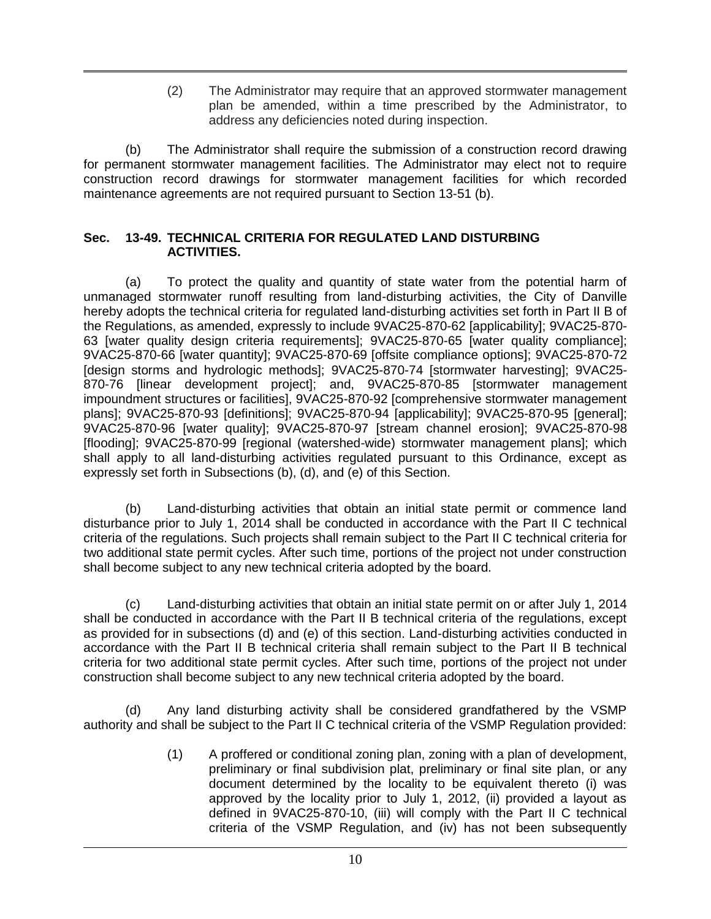(2) The Administrator may require that an approved stormwater management plan be amended, within a time prescribed by the Administrator, to address any deficiencies noted during inspection.

(b) The Administrator shall require the submission of a construction record drawing for permanent stormwater management facilities. The Administrator may elect not to require construction record drawings for stormwater management facilities for which recorded maintenance agreements are not required pursuant to Section 13-51 (b).

**Sec. 13-49. TECHNICAL CRITERIA FOR REGULATED LAND DISTURBING ACTIVITIES.**

(a) To protect the quality and quantity of state water from the potential harm of unmanaged stormwater runoff resulting from land-disturbing activities, the City of Danville hereby adopts the technical criteria for regulated land-disturbing activities set forth in Part II B of the Regulations, as amended, expressly to include 9VAC25-870-62 [applicability]; 9VAC25-870-63 [water quality design criteria requirements]; 9VAC25-870-65 [water quality compliance]; 9VAC25-870-66 [water quantity]; 9VAC25-870-69 [offsite compliance options]; 9VAC25-870-72 [design storms and hydrologic methods]; 9VAC25-870-74 [stormwater harvesting]; 9VAC25-870-76 [linear development project]; and, 9VAC25-870-85 [stormwater management impoundment structures or facilities], 9VAC25-870-92 [comprehensive stormwater management plans]; 9VAC25-870-93 [definitions]; 9VAC25-870-94 [applicability]; 9VAC25-870-95 [general]; 9VAC25-870-96 [water quality]; 9VAC25-870-97 [stream channel erosion]; 9VAC25-870-98 [flooding]; 9VAC25-870-99 [regional (watershed-wide) stormwater management plans]; which shall apply to all land-disturbing activities regulated pursuant to this Ordinance, except as expressly set forth in Subsections (b), (d), and (e) of this Section.

(b) Land-disturbing activities that obtain an initial state permit or commence land disturbance prior to July 1, 2014 shall be conducted in accordance with the Part II C technical criteria of the regulations. Such projects shall remain subject to the Part II C technical criteria for two additional state permit cycles. After such time, portions of the project not under construction shall become subject to any new technical criteria adopted by the board.

(c) Land-disturbing activities that obtain an initial state permit on or after July 1, 2014 shall be conducted in accordance with the Part II B technical criteria of the regulations, except as provided for in subsections (d) and (e) of this section. Land-disturbing activities conducted in accordance with the Part II B technical criteria shall remain subject to the Part II B technical criteria for two additional state permit cycles. After such time, portions of the project not under construction shall become subject to any new technical criteria adopted by the board.

(d) Any land disturbing activity shall be considered grandfathered by the VSMP authority and shall be subject to the Part II C technical criteria of the VSMP Regulation provided:

(1) A proffered or conditional zoning plan, zoning with a plan of development, preliminary or final subdivision plat, preliminary or final site plan, or any document determined by the locality to be equivalent thereto (i) was approved by the locality prior to July 1, 2012, (ii) provided a layout as defined in 9VAC25-870-10, (iii) will comply with the Part II C technical criteria of the VSMP Regulation, and (iv) has not been subsequently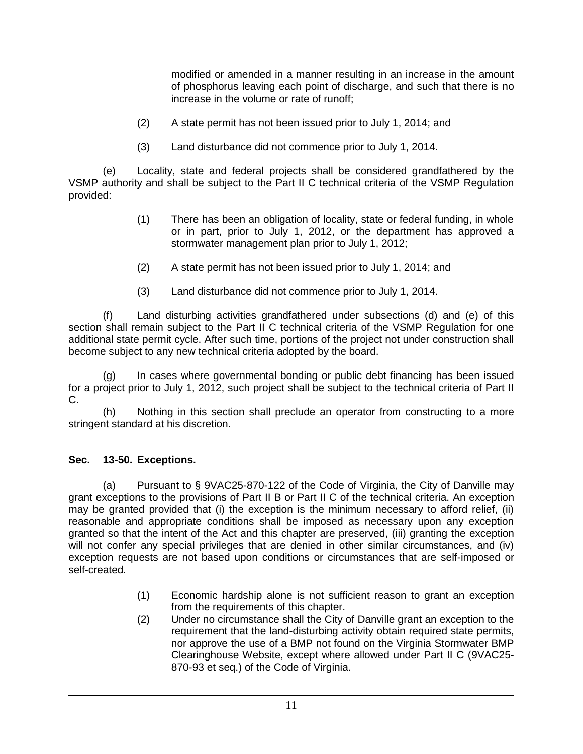modified or amended in a manner resulting in an increase in the amount of phosphorus leaving each point of discharge, and such that there is no increase in the volume or rate of runoff;

(2) A state permit has not been issued prior to July 1, 2014; and

(3) Land disturbance did not commence prior to July 1, 2014.

(e) Locality, state and federal projects shall be considered grandfathered by the VSMP authority and shall be subject to the Part II C technical criteria of the VSMP Regulation provided:

(1) There has been an obligation of locality, state or federal funding, in whole or in part, prior to July 1, 2012, or the department has approved a stormwater management plan prior to July 1, 2012;

(2) A state permit has not been issued prior to July 1, 2014; and

(3) Land disturbance did not commence prior to July 1, 2014.

(f) Land disturbing activities grandfathered under subsections (d) and (e) of this section shall remain subject to the Part II C technical criteria of the VSMP Regulation for one additional state permit cycle. After such time, portions of the project not under construction shall become subject to any new technical criteria adopted by the board.

(g) In cases where governmental bonding or public debt financing has been issued for a project prior to July 1, 2012, such project shall be subject to the technical criteria of Part II C.

(h) Nothing in this section shall preclude an operator from constructing to a more stringent standard at his discretion.

**Sec. 13-50. Exceptions.**

(a) Pursuant to § 9VAC25-870-122 of the Code of Virginia, the City of Danville may grant exceptions to the provisions of Part II B or Part II C of the technical criteria. An exception may be granted provided that (i) the exception is the minimum necessary to afford relief, (ii) reasonable and appropriate conditions shall be imposed as necessary upon any exception granted so that the intent of the Act and this chapter are preserved, (iii) granting the exception will not confer any special privileges that are denied in other similar circumstances, and (iv) exception requests are not based upon conditions or circumstances that are self-imposed or self-created.

(1) Economic hardship alone is not sufficient reason to grant an exception from the requirements of this chapter.

(2) Under no circumstance shall the City of Danville grant an exception to the requirement that the land-disturbing activity obtain required state permits, nor approve the use of a BMP not found on the Virginia Stormwater BMP Clearinghouse Website, except where allowed under Part II C (9VAC25-870-93 et seq.) of the Code of Virginia.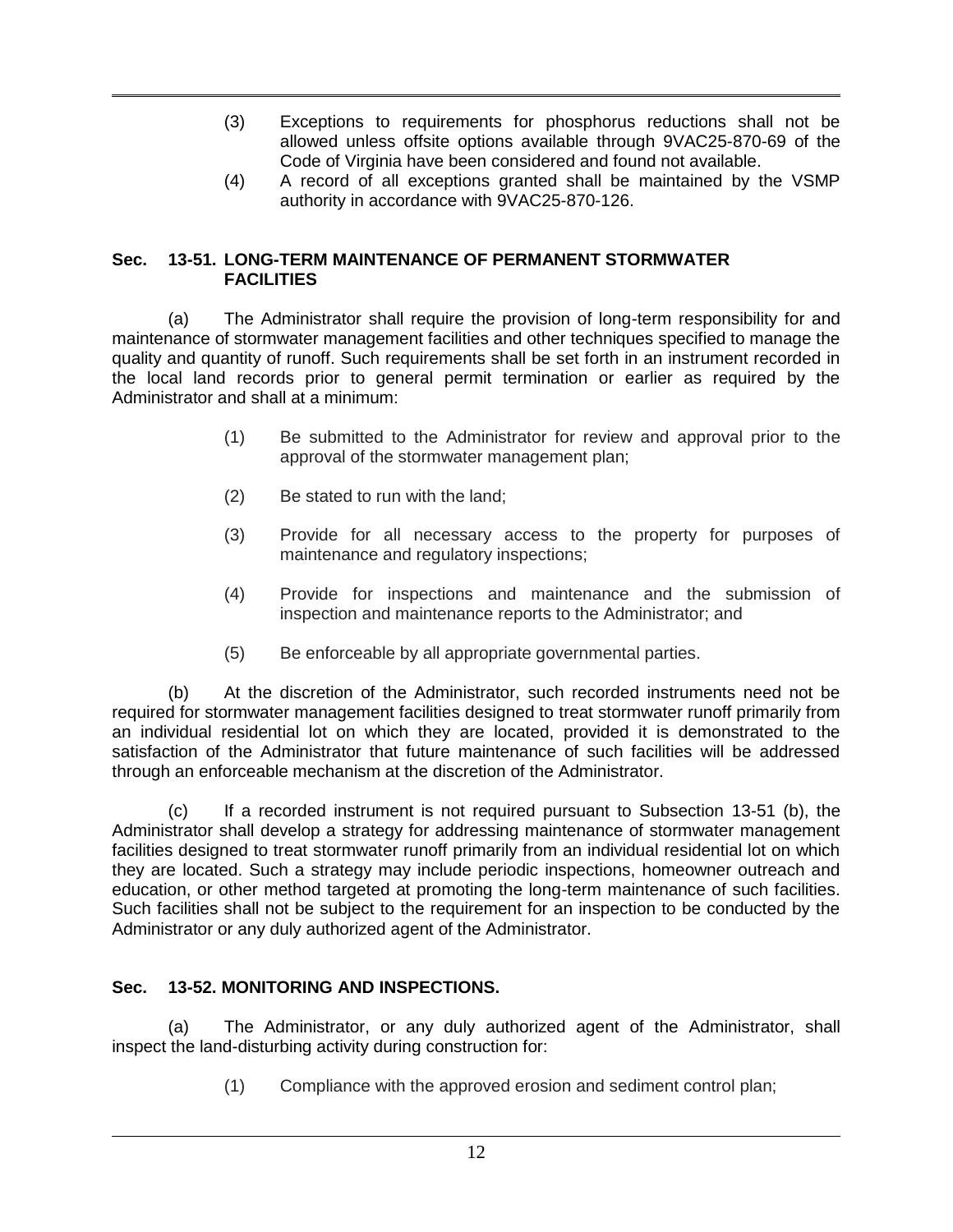(3) Exceptions to requirements for phosphorus reductions shall not be allowed unless offsite options available through 9VAC25-870-69 of the Code of Virginia have been considered and found not available.

(4) A record of all exceptions granted shall be maintained by the VSMP authority in accordance with 9VAC25-870-126.

**Sec. 13-51. LONG-TERM MAINTENANCE OF PERMANENT STORMWATER FACILITIES**

(a) The Administrator shall require the provision of long-term responsibility for and maintenance of stormwater management facilities and other techniques specified to manage the quality and quantity of runoff. Such requirements shall be set forth in an instrument recorded in the local land records prior to general permit termination or earlier as required by the Administrator and shall at a minimum:

(1) Be submitted to the Administrator for review and approval prior to the approval of the stormwater management plan;

(2) Be stated to run with the land;

(3) Provide for all necessary access to the property for purposes of maintenance and regulatory inspections;

(4) Provide for inspections and maintenance and the submission of inspection and maintenance reports to the Administrator; and

(5) Be enforceable by all appropriate governmental parties.

(b) At the discretion of the Administrator, such recorded instruments need not be required for stormwater management facilities designed to treat stormwater runoff primarily from an individual residential lot on which they are located, provided it is demonstrated to the satisfaction of the Administrator that future maintenance of such facilities will be addressed through an enforceable mechanism at the discretion of the Administrator.

(c) If a recorded instrument is not required pursuant to Subsection 13-51 (b), the Administrator shall develop a strategy for addressing maintenance of stormwater management facilities designed to treat stormwater runoff primarily from an individual residential lot on which they are located. Such a strategy may include periodic inspections, homeowner outreach and education, or other method targeted at promoting the long-term maintenance of such facilities. Such facilities shall not be subject to the requirement for an inspection to be conducted by the Administrator or any duly authorized agent of the Administrator.

**Sec. 13-52. MONITORING AND INSPECTIONS.**

(a) The Administrator, or any duly authorized agent of the Administrator, shall inspect the land-disturbing activity during construction for:

(1) Compliance with the approved erosion and sediment control plan;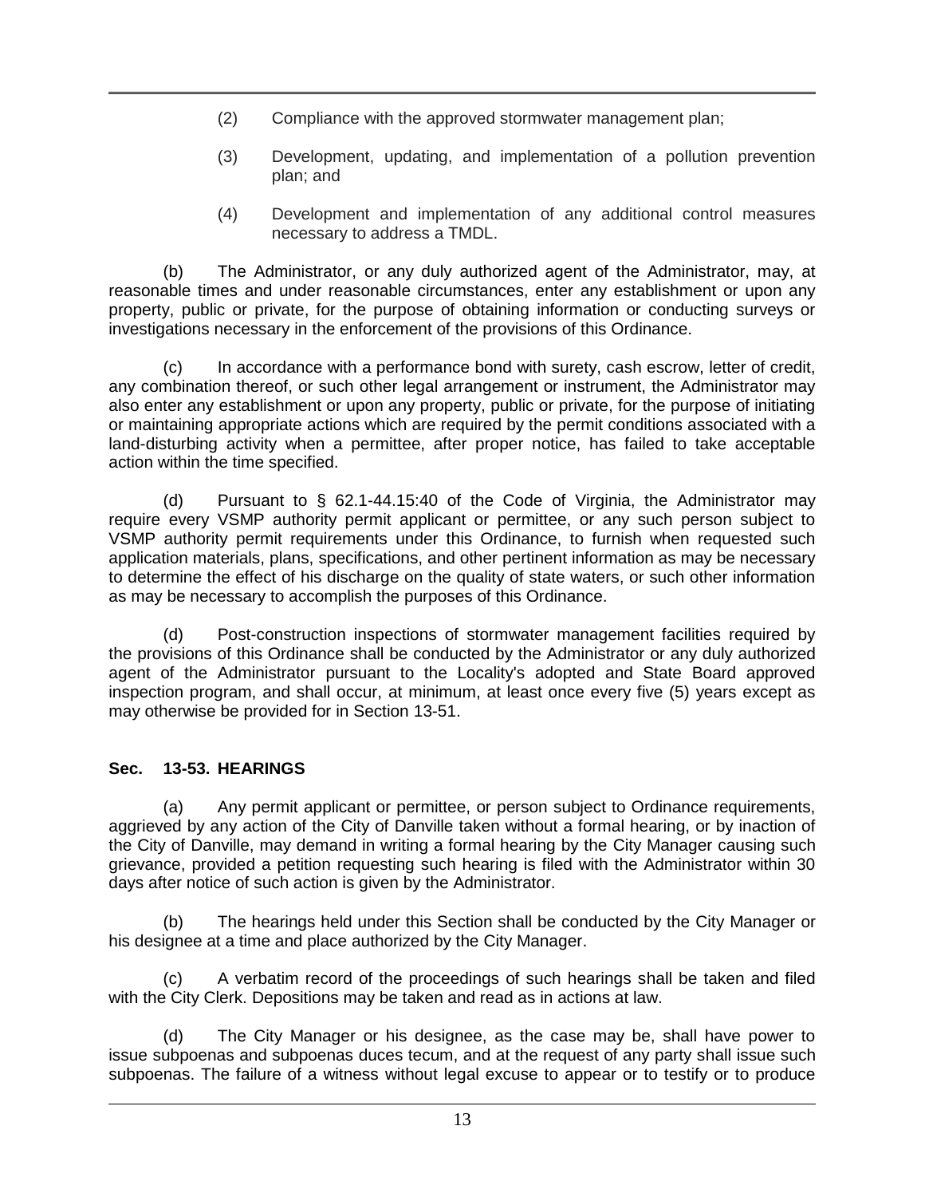(2) Compliance with the approved stormwater management plan;

(3) Development, updating, and implementation of a pollution prevention plan; and

(4) Development and implementation of any additional control measures necessary to address a TMDL.

(b) The Administrator, or any duly authorized agent of the Administrator, may, at reasonable times and under reasonable circumstances, enter any establishment or upon any property, public or private, for the purpose of obtaining information or conducting surveys or investigations necessary in the enforcement of the provisions of this Ordinance.

(c) In accordance with a performance bond with surety, cash escrow, letter of credit, any combination thereof, or such other legal arrangement or instrument, the Administrator may also enter any establishment or upon any property, public or private, for the purpose of initiating or maintaining appropriate actions which are required by the permit conditions associated with a land-disturbing activity when a permittee, after proper notice, has failed to take acceptable action within the time specified.

(d) Pursuant to § 62.1-44.15:40 of the Code of Virginia, the Administrator may require every VSMP authority permit applicant or permittee, or any such person subject to VSMP authority permit requirements under this Ordinance, to furnish when requested such application materials, plans, specifications, and other pertinent information as may be necessary to determine the effect of his discharge on the quality of state waters, or such other information as may be necessary to accomplish the purposes of this Ordinance.

(d) Post-construction inspections of stormwater management facilities required by the provisions of this Ordinance shall be conducted by the Administrator or any duly authorized agent of the Administrator pursuant to the Locality's adopted and State Board approved inspection program, and shall occur, at minimum, at least once every five (5) years except as may otherwise be provided for in Section 13-51.

**Sec. 13-53. HEARINGS**

(a) Any permit applicant or permittee, or person subject to Ordinance requirements, aggrieved by any action of the City of Danville taken without a formal hearing, or by inaction of the City of Danville, may demand in writing a formal hearing by the City Manager causing such grievance, provided a petition requesting such hearing is filed with the Administrator within 30 days after notice of such action is given by the Administrator.

(b) The hearings held under this Section shall be conducted by the City Manager or his designee at a time and place authorized by the City Manager.

(c) A verbatim record of the proceedings of such hearings shall be taken and filed with the City Clerk. Depositions may be taken and read as in actions at law.

(d) The City Manager or his designee, as the case may be, shall have power to issue subpoenas and subpoenas duces tecum, and at the request of any party shall issue such subpoenas. The failure of a witness without legal excuse to appear or to testify or to produce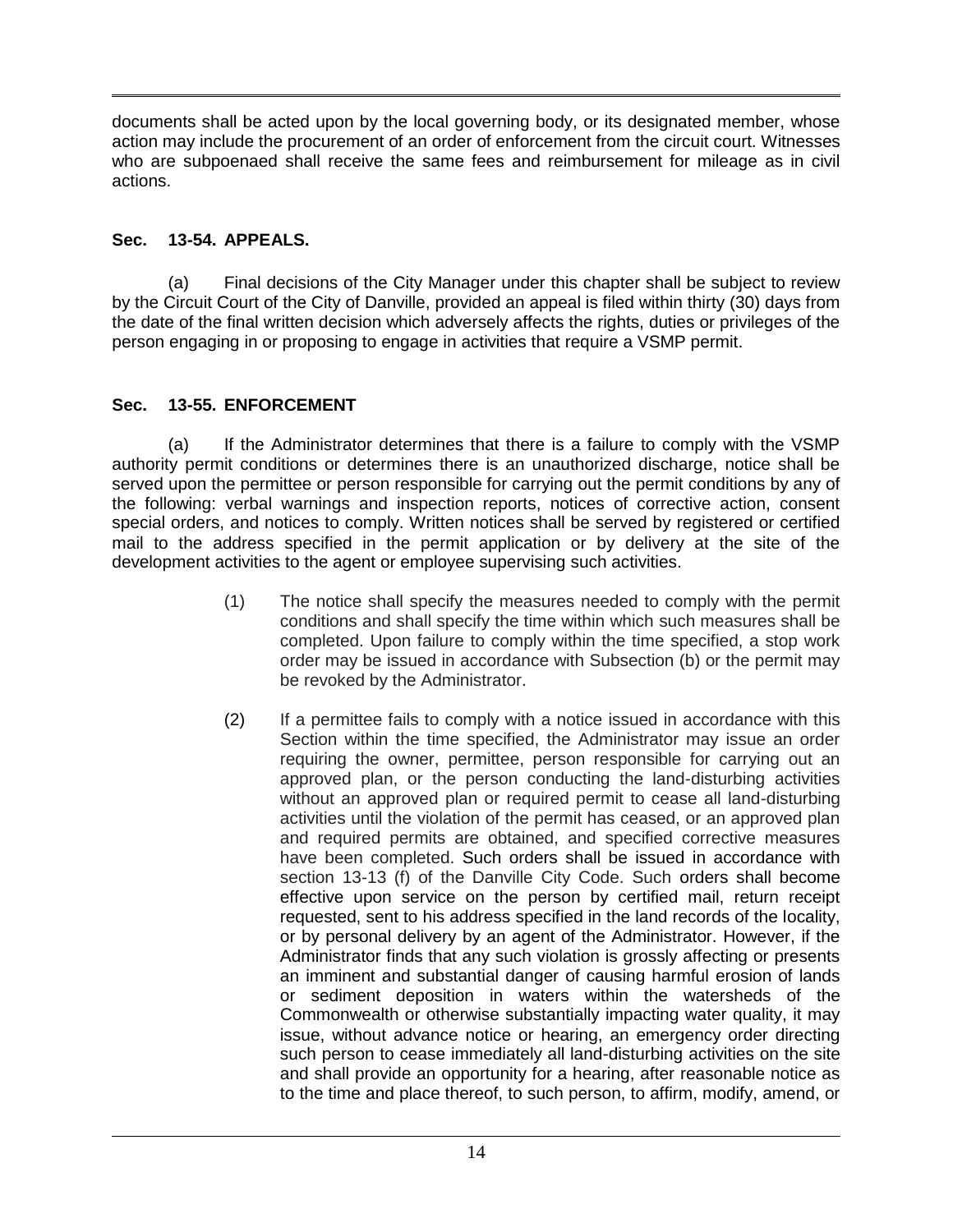documents shall be acted upon by the local governing body, or its designated member, whose action may include the procurement of an order of enforcement from the circuit court. Witnesses who are subpoenaed shall receive the same fees and reimbursement for mileage as in civil actions.

**Sec. 13-54. APPEALS.**

(a) Final decisions of the City Manager under this chapter shall be subject to review by the Circuit Court of the City of Danville, provided an appeal is filed within thirty (30) days from the date of the final written decision which adversely affects the rights, duties or privileges of the person engaging in or proposing to engage in activities that require a VSMP permit.

**Sec. 13-55. ENFORCEMENT**

(a) If the Administrator determines that there is a failure to comply with the VSMP authority permit conditions or determines there is an unauthorized discharge, notice shall be served upon the permittee or person responsible for carrying out the permit conditions by any of the following: verbal warnings and inspection reports, notices of corrective action, consent special orders, and notices to comply. Written notices shall be served by registered or certified mail to the address specified in the permit application or by delivery at the site of the development activities to the agent or employee supervising such activities.

(1) The notice shall specify the measures needed to comply with the permit conditions and shall specify the time within which such measures shall be completed. Upon failure to comply within the time specified, a stop work order may be issued in accordance with Subsection (b) or the permit may be revoked by the Administrator.

(2) If a permittee fails to comply with a notice issued in accordance with this Section within the time specified, the Administrator may issue an order requiring the owner, permittee, person responsible for carrying out an approved plan, or the person conducting the land-disturbing activities without an approved plan or required permit to cease all land-disturbing activities until the violation of the permit has ceased, or an approved plan and required permits are obtained, and specified corrective measures have been completed. Such orders shall be issued in accordance with section 13-13 (f) of the Danville City Code. Such orders shall become effective upon service on the person by certified mail, return receipt requested, sent to his address specified in the land records of the locality, or by personal delivery by an agent of the Administrator. However, if the Administrator finds that any such violation is grossly affecting or presents an imminent and substantial danger of causing harmful erosion of lands or sediment deposition in waters within the watersheds of the Commonwealth or otherwise substantially impacting water quality, it may issue, without advance notice or hearing, an emergency order directing such person to cease immediately all land-disturbing activities on the site and shall provide an opportunity for a hearing, after reasonable notice as to the time and place thereof, to such person, to affirm, modify, amend, or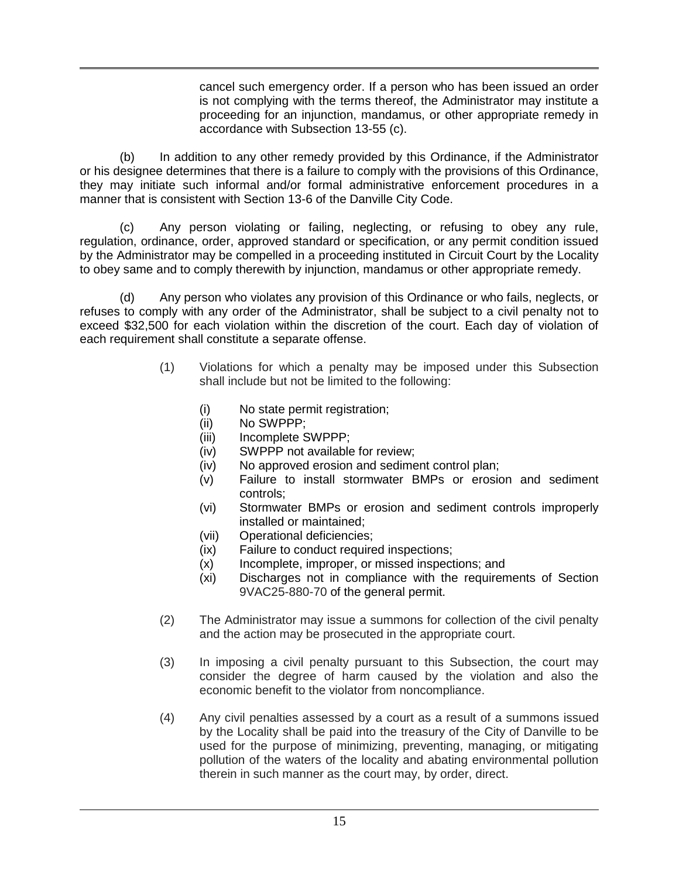cancel such emergency order. If a person who has been issued an order is not complying with the terms thereof, the Administrator may institute a proceeding for an injunction, mandamus, or other appropriate remedy in accordance with Subsection 13-55 (c).

(b) In addition to any other remedy provided by this Ordinance, if the Administrator or his designee determines that there is a failure to comply with the provisions of this Ordinance, they may initiate such informal and/or formal administrative enforcement procedures in a manner that is consistent with Section 13-6 of the Danville City Code.

(c) Any person violating or failing, neglecting, or refusing to obey any rule, regulation, ordinance, order, approved standard or specification, or any permit condition issued by the Administrator may be compelled in a proceeding instituted in Circuit Court by the Locality to obey same and to comply therewith by injunction, mandamus or other appropriate remedy.

(d) Any person who violates any provision of this Ordinance or who fails, neglects, or refuses to comply with any order of the Administrator, shall be subject to a civil penalty not to exceed $32,500 for each violation within the discretion of the court. Each day of violation of each requirement shall constitute a separate offense.

(1) Violations for which a penalty may be imposed under this Subsection shall include but not be limited to the following:

(i) No state permit registration;
(ii) No SWPPP;
(iii) Incomplete SWPPP;
(iv) SWPPP not available for review;
(iv) No approved erosion and sediment control plan;
(v) Failure to install stormwater BMPs or erosion and sediment controls;
(vi) Stormwater BMPs or erosion and sediment controls improperly installed or maintained;
(vii) Operational deficiencies;
(ix) Failure to conduct required inspections;
(x) Incomplete, improper, or missed inspections; and
(xi) Discharges not in compliance with the requirements of Section 9VAC25-880-70 of the general permit.

(2) The Administrator may issue a summons for collection of the civil penalty and the action may be prosecuted in the appropriate court.

(3) In imposing a civil penalty pursuant to this Subsection, the court may consider the degree of harm caused by the violation and also the economic benefit to the violator from noncompliance.

(4) Any civil penalties assessed by a court as a result of a summons issued by the Locality shall be paid into the treasury of the City of Danville to be used for the purpose of minimizing, preventing, managing, or mitigating pollution of the waters of the locality and abating environmental pollution therein in such manner as the court may, by order, direct.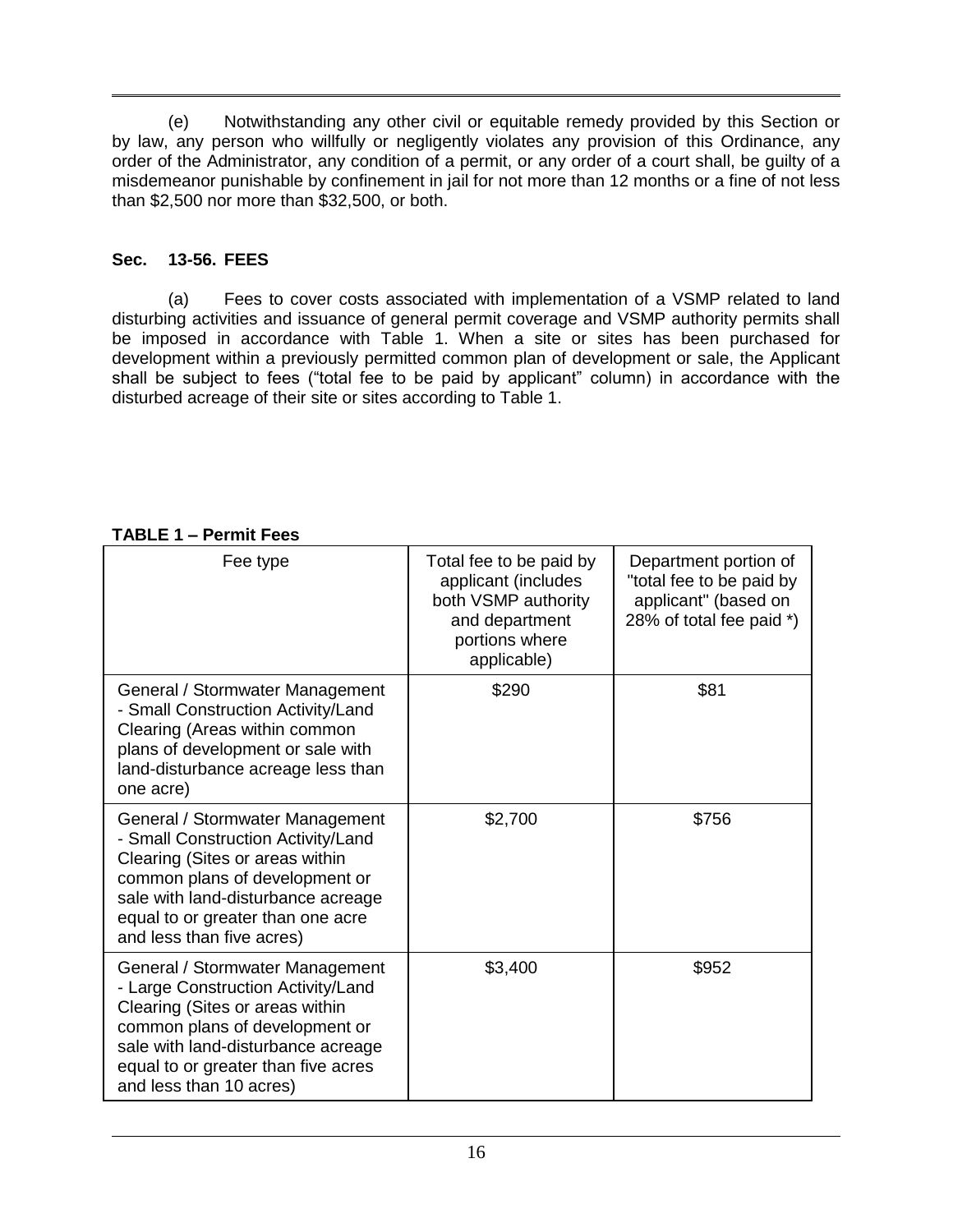(e) Notwithstanding any other civil or equitable remedy provided by this Section or by law, any person who willfully or negligently violates any provision of this Ordinance, any order of the Administrator, any condition of a permit, or any order of a court shall, be guilty of a misdemeanor punishable by confinement in jail for not more than 12 months or a fine of not less than $2,500 nor more than $32,500, or both.

### Sec. 13-56. FEES

(a) Fees to cover costs associated with implementation of a VSMP related to land disturbing activities and issuance of general permit coverage and VSMP authority permits shall be imposed in accordance with Table 1. When a site or sites has been purchased for development within a previously permitted common plan of development or sale, the Applicant shall be subject to fees ("total fee to be paid by applicant" column) in accordance with the disturbed acreage of their site or sites according to Table 1.

**TABLE 1 – Permit Fees**

| Fee type | Total fee to be paid by applicant (includes both VSMP authority and department portions where applicable) | Department portion of "total fee to be paid by applicant" (based on 28% of total fee paid *) |
|---|---|---|
| General / Stormwater Management - Small Construction Activity/Land Clearing (Areas within common plans of development or sale with land-disturbance acreage less than one acre) | $290 | $81 |
| General / Stormwater Management - Small Construction Activity/Land Clearing (Sites or areas within common plans of development or sale with land-disturbance acreage equal to or greater than one acre and less than five acres) | $2,700 | $756 |
| General / Stormwater Management - Large Construction Activity/Land Clearing (Sites or areas within common plans of development or sale with land-disturbance acreage equal to or greater than five acres and less than 10 acres) | $3,400 | $952 |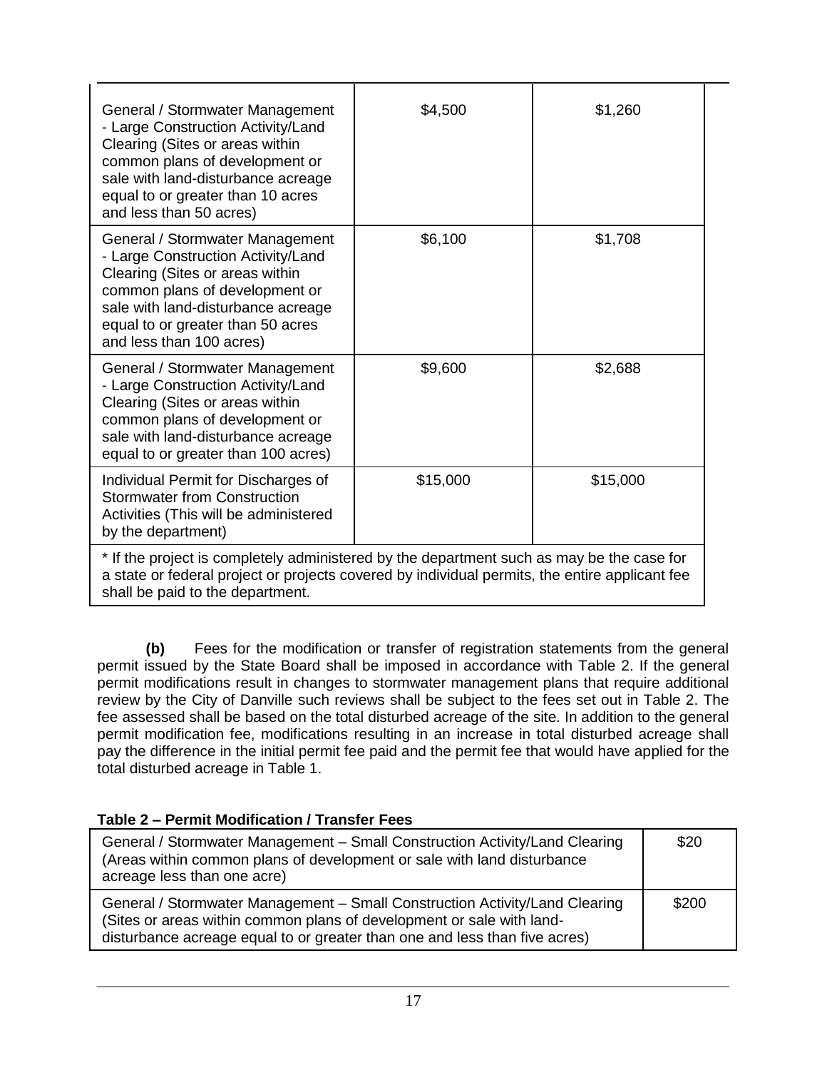| | | |
|---|---|---|
| General / Stormwater Management - Large Construction Activity/Land Clearing (Sites or areas within common plans of development or sale with land-disturbance acreage equal to or greater than 10 acres and less than 50 acres) | $4,500 | $1,260 |
| General / Stormwater Management - Large Construction Activity/Land Clearing (Sites or areas within common plans of development or sale with land-disturbance acreage equal to or greater than 50 acres and less than 100 acres) | $6,100 | $1,708 |
| General / Stormwater Management - Large Construction Activity/Land Clearing (Sites or areas within common plans of development or sale with land-disturbance acreage equal to or greater than 100 acres) | $9,600 | $2,688 |
| Individual Permit for Discharges of Stormwater from Construction Activities (This will be administered by the department) | $15,000 | $15,000 |
| * If the project is completely administered by the department such as may be the case for a state or federal project or projects covered by individual permits, the entire applicant fee shall be paid to the department. | | |

**(b)** Fees for the modification or transfer of registration statements from the general permit issued by the State Board shall be imposed in accordance with Table 2. If the general permit modifications result in changes to stormwater management plans that require additional review by the City of Danville such reviews shall be subject to the fees set out in Table 2. The fee assessed shall be based on the total disturbed acreage of the site. In addition to the general permit modification fee, modifications resulting in an increase in total disturbed acreage shall pay the difference in the initial permit fee paid and the permit fee that would have applied for the total disturbed acreage in Table 1.

**Table 2 – Permit Modification / Transfer Fees**

| | |
|---|---|
| General / Stormwater Management – Small Construction Activity/Land Clearing (Areas within common plans of development or sale with land disturbance acreage less than one acre) | $20 |
| General / Stormwater Management – Small Construction Activity/Land Clearing (Sites or areas within common plans of development or sale with land-disturbance acreage equal to or greater than one and less than five acres) | $200 |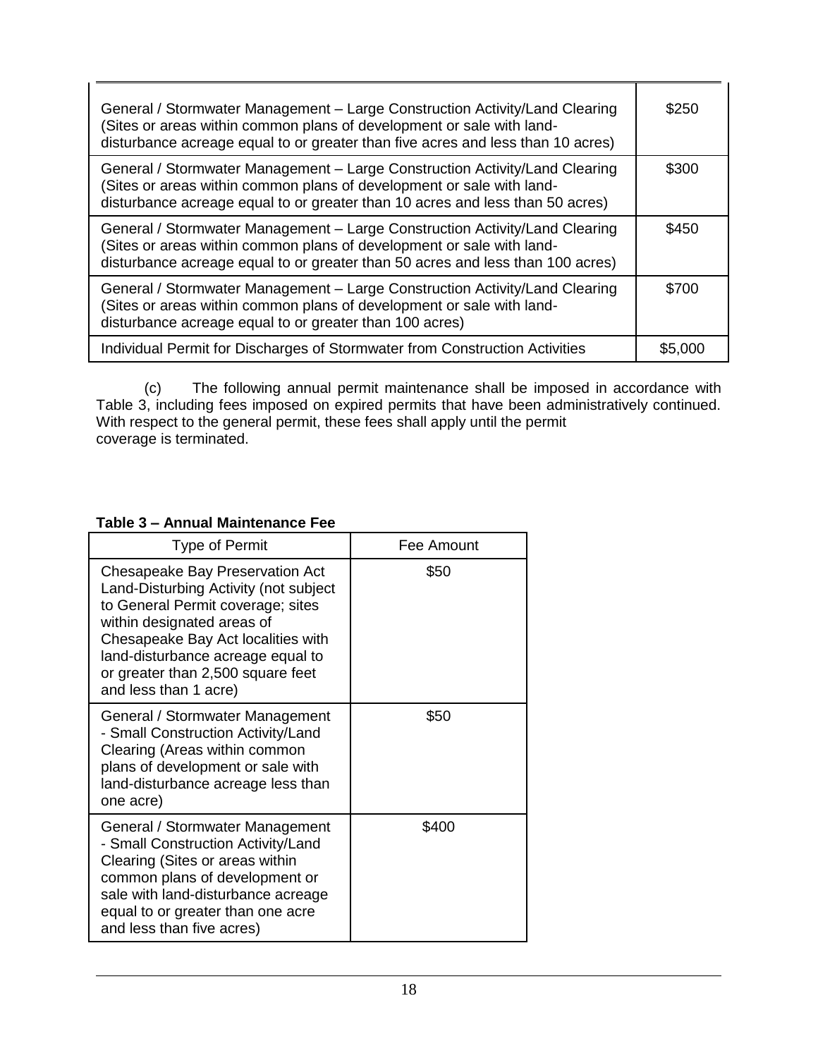| | |
|---|---|
| General / Stormwater Management – Large Construction Activity/Land Clearing (Sites or areas within common plans of development or sale with land-disturbance acreage equal to or greater than five acres and less than 10 acres) | $250 |
| General / Stormwater Management – Large Construction Activity/Land Clearing (Sites or areas within common plans of development or sale with land-disturbance acreage equal to or greater than 10 acres and less than 50 acres) | $300 |
| General / Stormwater Management – Large Construction Activity/Land Clearing (Sites or areas within common plans of development or sale with land-disturbance acreage equal to or greater than 50 acres and less than 100 acres) | $450 |
| General / Stormwater Management – Large Construction Activity/Land Clearing (Sites or areas within common plans of development or sale with land-disturbance acreage equal to or greater than 100 acres) | $700 |
| Individual Permit for Discharges of Stormwater from Construction Activities | $5,000 |

(c) The following annual permit maintenance shall be imposed in accordance with Table 3, including fees imposed on expired permits that have been administratively continued. With respect to the general permit, these fees shall apply until the permit coverage is terminated.

**Table 3 – Annual Maintenance Fee**

| Type of Permit | Fee Amount |
|---|---|
| Chesapeake Bay Preservation Act Land-Disturbing Activity (not subject to General Permit coverage; sites within designated areas of Chesapeake Bay Act localities with land-disturbance acreage equal to or greater than 2,500 square feet and less than 1 acre) | $50 |
| General / Stormwater Management - Small Construction Activity/Land Clearing (Areas within common plans of development or sale with land-disturbance acreage less than one acre) | $50 |
| General / Stormwater Management - Small Construction Activity/Land Clearing (Sites or areas within common plans of development or sale with land-disturbance acreage equal to or greater than one acre and less than five acres) | $400 |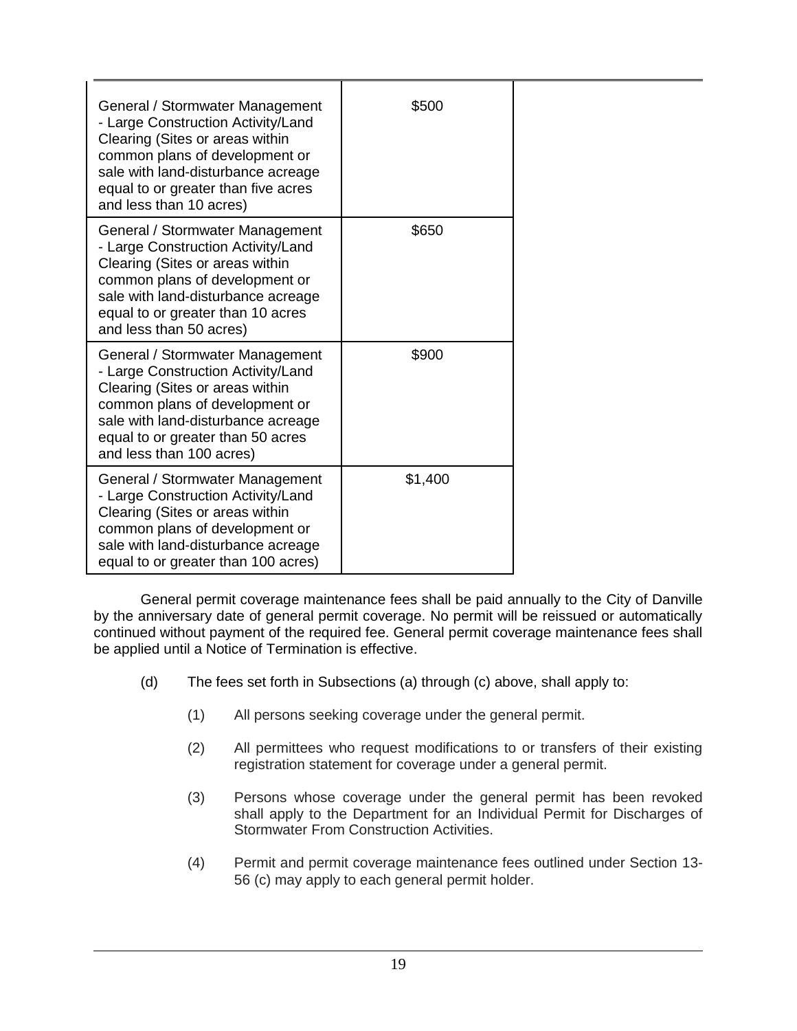| | |
|---|---|
| General / Stormwater Management - Large Construction Activity/Land Clearing (Sites or areas within common plans of development or sale with land-disturbance acreage equal to or greater than five acres and less than 10 acres) | $500 |
| General / Stormwater Management - Large Construction Activity/Land Clearing (Sites or areas within common plans of development or sale with land-disturbance acreage equal to or greater than 10 acres and less than 50 acres) | $650 |
| General / Stormwater Management - Large Construction Activity/Land Clearing (Sites or areas within common plans of development or sale with land-disturbance acreage equal to or greater than 50 acres and less than 100 acres) | $900 |
| General / Stormwater Management - Large Construction Activity/Land Clearing (Sites or areas within common plans of development or sale with land-disturbance acreage equal to or greater than 100 acres) | $1,400 |

General permit coverage maintenance fees shall be paid annually to the City of Danville by the anniversary date of general permit coverage. No permit will be reissued or automatically continued without payment of the required fee. General permit coverage maintenance fees shall be applied until a Notice of Termination is effective.

(d) The fees set forth in Subsections (a) through (c) above, shall apply to:

(1) All persons seeking coverage under the general permit.

(2) All permittees who request modifications to or transfers of their existing registration statement for coverage under a general permit.

(3) Persons whose coverage under the general permit has been revoked shall apply to the Department for an Individual Permit for Discharges of Stormwater From Construction Activities.

(4) Permit and permit coverage maintenance fees outlined under Section 13-56 (c) may apply to each general permit holder.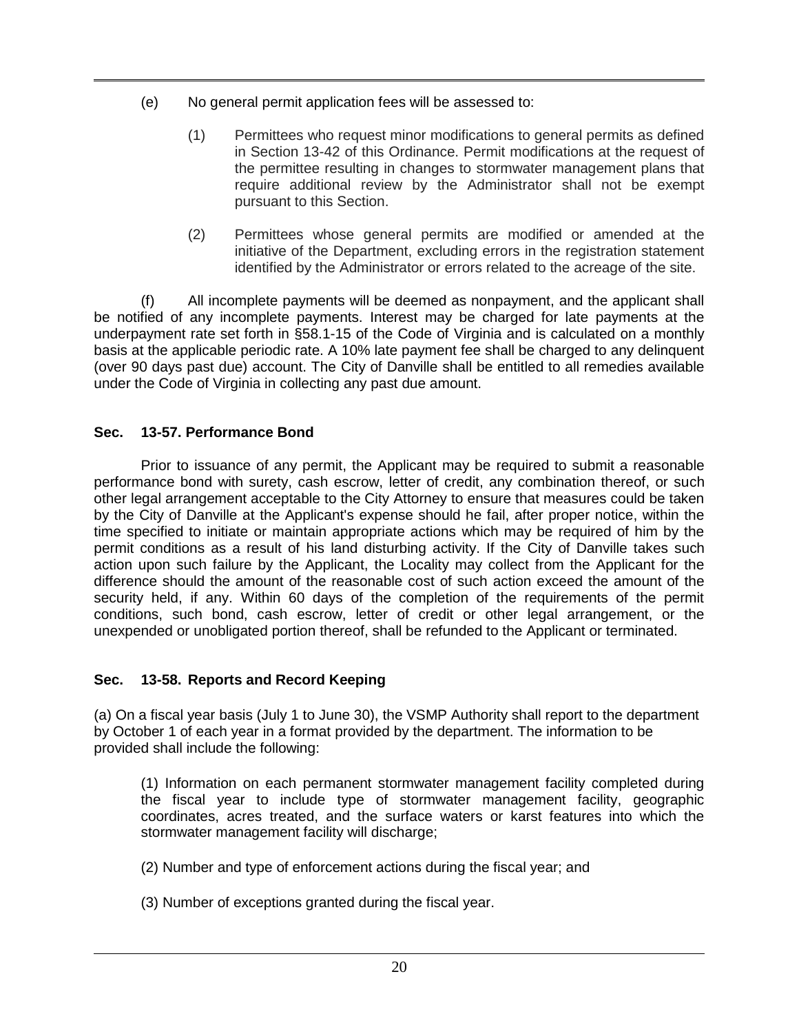(e) No general permit application fees will be assessed to:

(1) Permittees who request minor modifications to general permits as defined in Section 13-42 of this Ordinance. Permit modifications at the request of the permittee resulting in changes to stormwater management plans that require additional review by the Administrator shall not be exempt pursuant to this Section.

(2) Permittees whose general permits are modified or amended at the initiative of the Department, excluding errors in the registration statement identified by the Administrator or errors related to the acreage of the site.

(f) All incomplete payments will be deemed as nonpayment, and the applicant shall be notified of any incomplete payments. Interest may be charged for late payments at the underpayment rate set forth in §58.1-15 of the Code of Virginia and is calculated on a monthly basis at the applicable periodic rate. A 10% late payment fee shall be charged to any delinquent (over 90 days past due) account. The City of Danville shall be entitled to all remedies available under the Code of Virginia in collecting any past due amount.

### Sec. 13-57. Performance Bond

Prior to issuance of any permit, the Applicant may be required to submit a reasonable performance bond with surety, cash escrow, letter of credit, any combination thereof, or such other legal arrangement acceptable to the City Attorney to ensure that measures could be taken by the City of Danville at the Applicant's expense should he fail, after proper notice, within the time specified to initiate or maintain appropriate actions which may be required of him by the permit conditions as a result of his land disturbing activity. If the City of Danville takes such action upon such failure by the Applicant, the Locality may collect from the Applicant for the difference should the amount of the reasonable cost of such action exceed the amount of the security held, if any. Within 60 days of the completion of the requirements of the permit conditions, such bond, cash escrow, letter of credit or other legal arrangement, or the unexpended or unobligated portion thereof, shall be refunded to the Applicant or terminated.

### Sec. 13-58. Reports and Record Keeping

(a) On a fiscal year basis (July 1 to June 30), the VSMP Authority shall report to the department by October 1 of each year in a format provided by the department. The information to be provided shall include the following:

(1) Information on each permanent stormwater management facility completed during the fiscal year to include type of stormwater management facility, geographic coordinates, acres treated, and the surface waters or karst features into which the stormwater management facility will discharge;

(2) Number and type of enforcement actions during the fiscal year; and

(3) Number of exceptions granted during the fiscal year.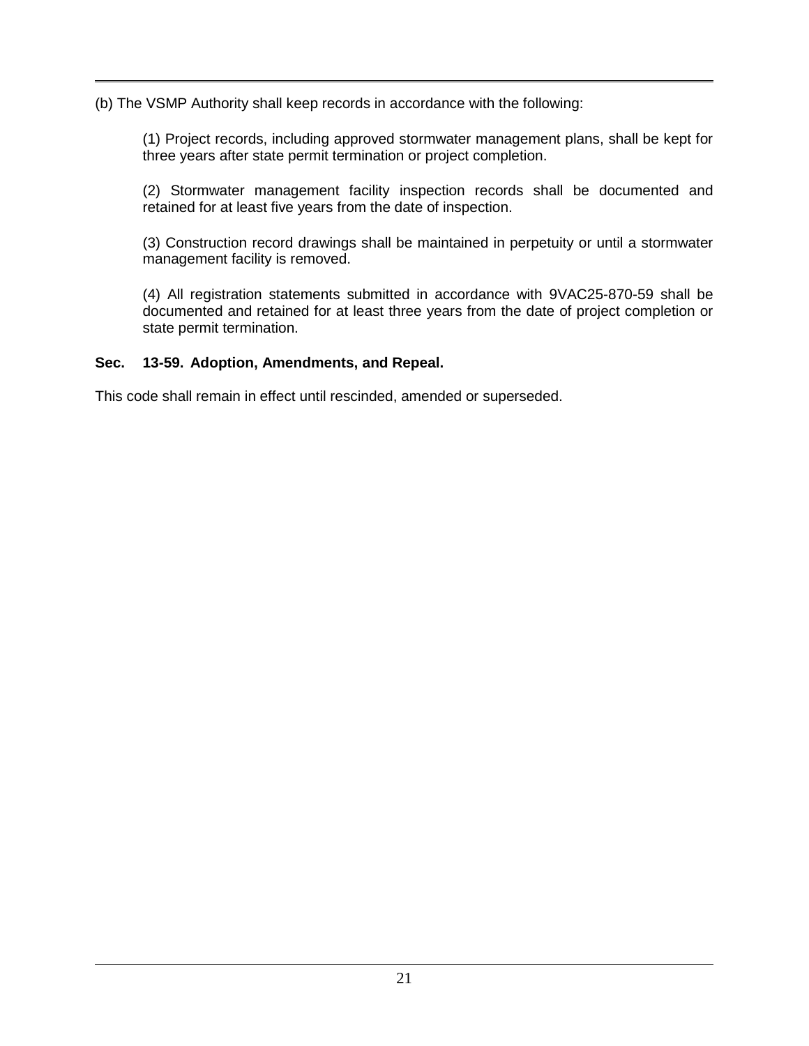(b) The VSMP Authority shall keep records in accordance with the following:

(1) Project records, including approved stormwater management plans, shall be kept for three years after state permit termination or project completion.

(2) Stormwater management facility inspection records shall be documented and retained for at least five years from the date of inspection.

(3) Construction record drawings shall be maintained in perpetuity or until a stormwater management facility is removed.

(4) All registration statements submitted in accordance with 9VAC25-870-59 shall be documented and retained for at least three years from the date of project completion or state permit termination.

**Sec. 13-59. Adoption, Amendments, and Repeal.**

This code shall remain in effect until rescinded, amended or superseded.